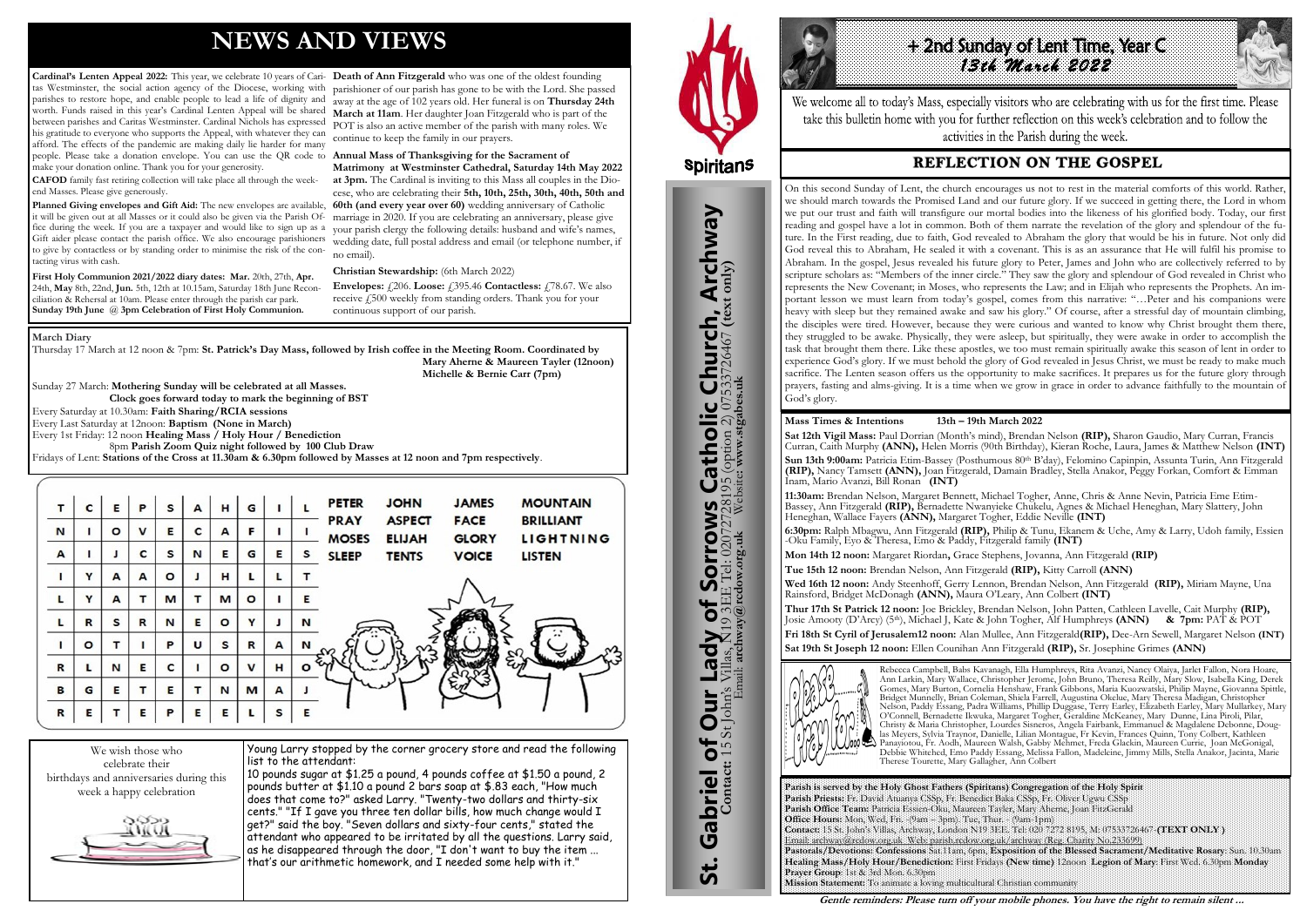# NEWS AND VIEWS

**Cardinal's Lenten Appeal 2022:** This year, we celebrate 10 years of Caritas Westminster, the social action agency of the Diocese, working with parishes to restore hope, and enable people to lead a life of dignity and worth. Funds raised in this year's Cardinal Lenten Appeal will be shared between parishes and Caritas Westminster. Cardinal Nichols has expressed his gratitude to everyone who supports the Appeal, with whatever they can afford. The effects of the pandemic are making daily life harder for many people. Please take a donation envelope. You can use the QR code to make your donation online. Thank you for your generosity.

**CAFOD** family fast retiring collection will take place all through the weekend Masses. Please give generously.

**Planned Giving envelopes and Gift Aid:** The new envelopes are available, it will be given out at all Masses or it could also be given via the Parish Office during the week. If you are a taxpayer and would like to sign up as a Gift aider please contact the parish office. We also encourage parishioners to give by contactless or by standing order to minimise the risk of the contacting virus with cash.

**First Holy Communion 2021/2022 diary dates: Mar.** 20th, 27th, **Apr.** 24th, **May** 8th, 22nd, **Jun.** 5th, 12th at 10.15am, Saturday 18th June Reconciliation & Rehearsal at 10am. Please enter through the parish car park. **Sunday 19th June @ 3pm Celebration of First Holy Communion.**

**Death of Ann Fitzgerald** who was one of the oldest founding parishioner of our parish has gone to be with the Lord. She passed away at the age of 102 years old. Her funeral is on **Thursday 24th March at 11am**. Her daughter Joan Fitzgerald who is part of the POT is also an active member of the parish with many roles. We continue to keep the family in our prayers.

**Annual Mass of Thanksgiving for the Sacrament of Matrimony at Westminster Cathedral, Saturday 14th May 2022 at 3pm.** The Cardinal is inviting to this Mass all couples in the Diocese, who are celebrating their **5th, 10th, 25th, 30th, 40th, 50th and 60th (and every year over 60)** wedding anniversary of Catholic marriage in 2020. If you are celebrating an anniversary, please give your parish clergy the following details: husband and wife's names, wedding date, full postal address and email (or telephone number, if no email).

**Christian Stewardship:** (6th March 2022)

**Envelopes:** £206. **Loose:** £395.46 **Contactless:** £78.67. We also receive £500 weekly from standing orders. Thank you for your continuous support of our parish.

**March Diary**

Thursday 17 March at 12 noon & 7pm: **St. Patrick's Day Mass, followed by Irish coffee in the Meeting Room. Coordinated by Mary Aherne & Maureen Tayler (12noon) Michelle & Bernie Carr (7pm)**

Sunday 27 March: **Mothering Sunday will be celebrated at all Masses. Clock goes forward today to mark the beginning of BST**

Every Saturday at 10.30am: **Faith Sharing/RCIA sessions**

Every Last Saturday at 12noon: **Baptism (None in March)**

Every 1st Friday: 12 noon **Healing Mass / Holy Hour / Benediction**

8pm **Parish Zoom Quiz night followed by 100 Club Draw**

Fridays of Lent: **Stations of the Cross at 11.30am & 6.30pm followed by Masses at 12 noon and 7pm respectively**.

| T | C | E | P | S | A | H | G | I | L |
|---|---|---|---|---|---|---|---|---|---|
| N | I | O | V | E | C | A | F | I | I |
| A | I | J | C | S | N | E | G | E | S |
| I | Y | A | A | O | J | H | L | L | T |
| L | Y | A | T | M | T | M | O | I | E |
| L | R | S | R | N | E | O | Y | J | N |
| I | O | T | I | P | U | S | R | A | N |
| R | L | N | E | C | I | O | V | H | O |
| B | G | E | T | E | T | N | M | A | J |
| R | E | T | E | P | E | E | L | S | E |

PETER, JOHN, JAMES, MOUNTAIN, PRAY, ASPECT, FACE, BRILLIANT, MOSES, ELIJAH, GLORY, LIGHTNING, SLEEP, TENTS, VOICE, LISTEN

We wish those who celebrate their birthdays and anniversaries during this week a happy celebration

Young Larry stopped by the corner grocery store and read the following list to the attendant:
10 pounds sugar at $1.25 a pound, 4 pounds coffee at $1.50 a pound, 2 pounds butter at $1.10 a pound 2 bars soap at $.83 each, "How much does that come to?" asked Larry. "Twenty-two dollars and thirty-six cents." "If I gave you three ten dollar bills, how much change would I get?" said the boy. "Seven dollars and sixty-four cents," stated the attendant who appeared to be irritated by all the questions. Larry said, as he disappeared through the door, "I don't want to buy the item ... that's our arithmetic homework, and I needed some help with it."

Spiritans

**St. Gabriel of Our Lady of Sorrows Catholic Church, Archway**
**Contact:** 15 St John's Villas, N19 3EE Tel: 02072728195 (option 2) 07533726467 (text only)
Email: **archway@rcdow.org.uk** Website: **www.stgabes.uk**

# + 2nd Sunday of Lent Time, Year C
## 13th March 2022

We welcome all to today's Mass, especially visitors who are celebrating with us for the first time. Please take this bulletin home with you for further reflection on this week's celebration and to follow the activities in the Parish during the week.

## REFLECTION ON THE GOSPEL

On this second Sunday of Lent, the church encourages us not to rest in the material comforts of this world. Rather, we should march towards the Promised Land and our future glory. If we succeed in getting there, the Lord in whom we put our trust and faith will transfigure our mortal bodies into the likeness of his glorified body. Today, our first reading and gospel have a lot in common. Both of them narrate the revelation of the glory and splendour of the future. In the First reading, due to faith, God revealed to Abraham the glory that would be his in future. Not only did God reveal this to Abraham, He sealed it with a covenant. This is as an assurance that He will fulfil his promise to Abraham. In the gospel, Jesus revealed his future glory to Peter, James and John who are collectively referred to by scripture scholars as: "Members of the inner circle." They saw the glory and splendour of God revealed in Christ who represents the New Covenant; in Moses, who represents the Law; and in Elijah who represents the Prophets. An important lesson we must learn from today's gospel, comes from this narrative: "…Peter and his companions were heavy with sleep but they remained awake and saw his glory." Of course, after a stressful day of mountain climbing, the disciples were tired. However, because they were curious and wanted to know why Christ brought them there, they struggled to be awake. Physically, they were asleep, but spiritually, they were awake in order to accomplish the task that brought them there. Like these apostles, we too must remain spiritually awake this season of lent in order to experience God's glory. If we must behold the glory of God revealed in Jesus Christ, we must be ready to make much sacrifice. The Lenten season offers us the opportunity to make sacrifices. It prepares us for the future glory through prayers, fasting and alms-giving. It is a time when we grow in grace in order to advance faithfully to the mountain of God's glory.

**Mass Times & Intentions 13th – 19th March 2022**

**Sat 12th Vigil Mass:** Paul Dorrian (Month's mind), Brendan Nelson **(RIP),** Sharon Gaudio, Mary Curran, Francis Curran, Caith Murphy **(ANN),** Helen Morris (90th Birthday), Kieran Roche, Laura, James & Matthew Nelson **(INT)**

**Sun 13th 9:00am:** Patricia Etim-Bassey (Posthumous 80th B'day), Felomino Capinpin, Assunta Turin, Ann Fitzgerald **(RIP),** Nancy Tamsett **(ANN),** Joan Fitzgerald, Damain Bradley, Stella Anakor, Peggy Forkan, Comfort & Emman Inam, Mario Avanzi, Bill Ronan **(INT)**

**11:30am:** Brendan Nelson, Margaret Bennett, Michael Togher, Anne, Chris & Anne Nevin, Patricia Eme Etim-Bassey, Ann Fitzgerald **(RIP),** Bernadette Nwanyieke Chukelu, Agnes & Michael Heneghan, Mary Slattery, John Heneghan, Wallace Fayers **(ANN),** Margaret Togher, Eddie Neville **(INT)**

**6:30pm:** Ralph Mbagwu, Ann Fitzgerald **(RIP),** Philip & Tunu, Ekanem & Uche, Amy & Larry, Udoh family, Essien -Oku Family, Eyo & Theresa, Emo & Paddy, Fitzgerald family **(INT)**

**Mon 14th 12 noon:** Margaret Riordan**,** Grace Stephens, Jovanna, Ann Fitzgerald **(RIP)**

**Tue 15th 12 noon:** Brendan Nelson, Ann Fitzgerald **(RIP),** Kitty Carroll **(ANN)**

**Wed 16th 12 noon:** Andy Steenhoff, Gerry Lennon, Brendan Nelson, Ann Fitzgerald **(RIP),** Miriam Mayne, Una Rainsford, Bridget McDonagh **(ANN),** Maura O'Leary, Ann Colbert **(INT)**

**Thur 17th St Patrick 12 noon:** Joe Brickley, Brendan Nelson, John Patten, Cathleen Lavelle, Cait Murphy **(RIP),** Josie Amooty (D'Arcy) (5th), Michael J, Kate & John Togher, Alf Humphreys **(ANN) & 7pm:** PAT & POT

**Fri 18th St Cyril of Jerusalem12 noon:** Alan Mullee, Ann Fitzgerald**(RIP),** Dee-Arn Sewell, Margaret Nelson **(INT)**

**Sat 19th St Joseph 12 noon:** Ellen Counihan Ann Fitzgerald **(RIP),** Sr. Josephine Grimes **(ANN)**

Please pray for:

Rebecca Campbell, Babs Kavanagh, Ella Humphreys, Rita Avanzi, Nancy Olaiya, Jarlet Fallon, Nora Hoare, Ann Larkin, Mary Wallace, Christopher Jerome, John Bruno, Theresa Reilly, Mary Slow, Isabella King, Derek Gomes, Mary Burton, Cornelia Henshaw, Frank Gibbons, Maria Kuozwatski, Philip Mayne, Giovanna Spittle, Bridget Munnelly, Brian Coleman, Shiela Farrell, Augustina Okelue, Mary Theresa Madigan, Christopher Nelson, Paddy Essang, Padra Williams, Phillip Duggase, Terry Earley, Elizabeth Earley, Mary Mullarkey, Mary O'Connell, Bernadette Ikwuka, Margaret Togher, Geraldine McKeaney, Mary Dunne, Lina Piroli, Pilar, Christy & Maria Christopher, Lourdes Sisneros, Angela Fairbank, Emmanuel & Magdalene Debonne, Douglas Meyers, Sylvia Traynor, Danielle, Lilian Montague, Fr Kevin, Frances Quinn, Tony Colbert, Kathleen Panayiotou, Fr. Aodh, Maureen Walsh, Gabby Mehmet, Freda Glackin, Maureen Currie, Joan McGonigal, Debbie Whitehed, Emo Paddy Essang, Melissa Fallon, Madeleine, Jimmy Mills, Stella Anakor, Jacinta, Marie Therese Tourette, Mary Gallagher, Ann Colbert

**Parish is served by the Holy Ghost Fathers (Spiritans) Congregation of the Holy Spirit**
**Parish Priests:** Fr. David Atuanya CSSp, Fr. Benedict Baka CSSp, Fr. Oliver Ugwu CSSp
**Parish Office Team:** Patricia Essien-Oku, Maureen Tayler, Mary Aherne, Joan FitzGerald
**Office Hours:** Mon, Wed, Fri. - (9am – 3pm) Tue, Thur. - (9am-1pm)
**Contact:** 15 St. John's Villas, Archway, London N19 3EE. Tel: 020 7272 8195, M: 07533726467 **(TEXT ONLY )**
Email: archway@rcdow.org.uk Web: parish.rcdow.org.uk/archway (Reg. Charity No 233699)
**Pastorals/Devotions: Confessions** Sat.11am, 6pm, **Exposition of the Blessed Sacrament/Meditative Rosary**: Sun. 10.30am
**Healing Mass/Holy Hour/Benediction:** First Fridays **(New time)** 12noon **Legion of Mary**: First Wed. 6.30pm **Monday Prayer Group**: 1st & 3rd Mon. 6.30pm
**Mission Statement:** To animate a loving multicultural Christian community

*Gentle reminders: Please turn off your mobile phones. You have the right to remain silent ...*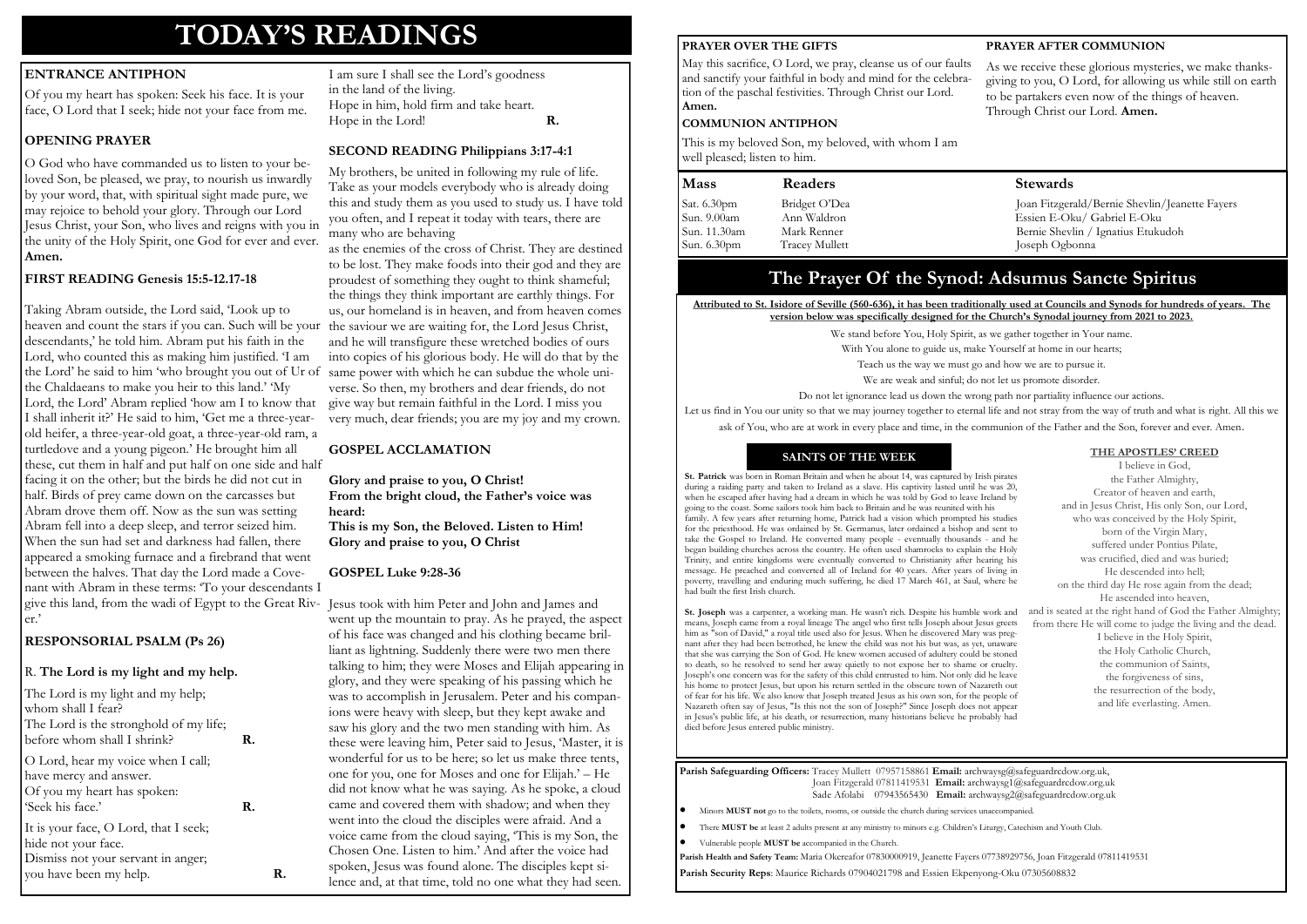# TODAY'S READINGS

## ENTRANCE ANTIPHON

Of you my heart has spoken: Seek his face. It is your face, O Lord that I seek; hide not your face from me.

## OPENING PRAYER

O God who have commanded us to listen to your beloved Son, be pleased, we pray, to nourish us inwardly by your word, that, with spiritual sight made pure, we may rejoice to behold your glory. Through our Lord Jesus Christ, your Son, who lives and reigns with you in the unity of the Holy Spirit, one God for ever and ever. **Amen.**

## FIRST READING Genesis 15:5-12.17-18

Taking Abram outside, the Lord said, 'Look up to heaven and count the stars if you can. Such will be your descendants,' he told him. Abram put his faith in the Lord, who counted this as making him justified. 'I am the Lord' he said to him 'who brought you out of Ur of the Chaldaeans to make you heir to this land.' 'My Lord, the Lord' Abram replied 'how am I to know that I shall inherit it?' He said to him, 'Get me a three-year-old heifer, a three-year-old goat, a three-year-old ram, a turtledove and a young pigeon.' He brought him all these, cut them in half and put half on one side and half facing it on the other; but the birds he did not cut in half. Birds of prey came down on the carcasses but Abram drove them off. Now as the sun was setting Abram fell into a deep sleep, and terror seized him. When the sun had set and darkness had fallen, there appeared a smoking furnace and a firebrand that went between the halves. That day the Lord made a Covenant with Abram in these terms: 'To your descendants I give this land, from the wadi of Egypt to the Great River.'

## RESPONSORIAL PSALM (Ps 26)

R. **The Lord is my light and my help.**

The Lord is my light and my help;
whom shall I fear?
The Lord is the stronghold of my life;
before whom shall I shrink? **R.**

O Lord, hear my voice when I call;
have mercy and answer.
Of you my heart has spoken:
'Seek his face.' **R.**

It is your face, O Lord, that I seek;
hide not your face.
Dismiss not your servant in anger;
you have been my help. **R.**

I am sure I shall see the Lord's goodness
in the land of the living.
Hope in him, hold firm and take heart.
Hope in the Lord! **R.**

## SECOND READING Philippians 3:17-4:1

My brothers, be united in following my rule of life. Take as your models everybody who is already doing this and study them as you used to study us. I have told you often, and I repeat it today with tears, there are many who are behaving
as the enemies of the cross of Christ. They are destined to be lost. They make foods into their god and they are proudest of something they ought to think shameful; the things they think important are earthly things. For us, our homeland is in heaven, and from heaven comes the saviour we are waiting for, the Lord Jesus Christ, and he will transfigure these wretched bodies of ours into copies of his glorious body. He will do that by the same power with which he can subdue the whole universe. So then, my brothers and dear friends, do not give way but remain faithful in the Lord. I miss you very much, dear friends; you are my joy and my crown.

## GOSPEL ACCLAMATION

**Glory and praise to you, O Christ!**
**From the bright cloud, the Father's voice was heard:**
**This is my Son, the Beloved. Listen to Him!**
**Glory and praise to you, O Christ**

## GOSPEL Luke 9:28-36

Jesus took with him Peter and John and James and went up the mountain to pray. As he prayed, the aspect of his face was changed and his clothing became brilliant as lightning. Suddenly there were two men there talking to him; they were Moses and Elijah appearing in glory, and they were speaking of his passing which he was to accomplish in Jerusalem. Peter and his companions were heavy with sleep, but they kept awake and saw his glory and the two men standing with him. As these were leaving him, Peter said to Jesus, 'Master, it is wonderful for us to be here; so let us make three tents, one for you, one for Moses and one for Elijah.' – He did not know what he was saying. As he spoke, a cloud came and covered them with shadow; and when they went into the cloud the disciples were afraid. And a voice came from the cloud saying, 'This is my Son, the Chosen One. Listen to him.' And after the voice had spoken, Jesus was found alone. The disciples kept silence and, at that time, told no one what they had seen.

## PRAYER OVER THE GIFTS

May this sacrifice, O Lord, we pray, cleanse us of our faults and sanctify your faithful in body and mind for the celebration of the paschal festivities. Through Christ our Lord. **Amen.**

## COMMUNION ANTIPHON

This is my beloved Son, my beloved, with whom I am well pleased; listen to him.

## PRAYER AFTER COMMUNION

As we receive these glorious mysteries, we make thanksgiving to you, O Lord, for allowing us while still on earth to be partakers even now of the things of heaven. Through Christ our Lord. **Amen.**

| Mass | Readers | Stewards |
|---|---|---|
| Sat. 6.30pm | Bridget O'Dea | Joan Fitzgerald/Bernie Shevlin/Jeanette Fayers |
| Sun. 9.00am | Ann Waldron | Essien E-Oku/ Gabriel E-Oku |
| Sun. 11.30am | Mark Renner | Bernie Shevlin / Ignatius Etukudoh |
| Sun. 6.30pm | Tracey Mullett | Joseph Ogbonna |

# The Prayer Of the Synod: Adsumus Sancte Spiritus

**Attributed to St. Isidore of Seville (560-636), it has been traditionally used at Councils and Synods for hundreds of years. The version below was specifically designed for the Church's Synodal journey from 2021 to 2023.**

We stand before You, Holy Spirit, as we gather together in Your name.
With You alone to guide us, make Yourself at home in our hearts;
Teach us the way we must go and how we are to pursue it.
We are weak and sinful; do not let us promote disorder.
Do not let ignorance lead us down the wrong path nor partiality influence our actions.
Let us find in You our unity so that we may journey together to eternal life and not stray from the way of truth and what is right. All this we ask of You, who are at work in every place and time, in the communion of the Father and the Son, forever and ever. Amen.

## SAINTS OF THE WEEK

**St. Patrick** was born in Roman Britain and when he about 14, was captured by Irish pirates during a raiding party and taken to Ireland as a slave. His captivity lasted until he was 20, when he escaped after having had a dream in which he was told by God to leave Ireland by going to the coast. Some sailors took him back to Britain and he was reunited with his family. A few years after returning home, Patrick had a vision which prompted his studies for the priesthood. He was ordained by St. Germanus, later ordained a bishop and sent to take the Gospel to Ireland. He converted many people - eventually thousands - and he began building churches across the country. He often used shamrocks to explain the Holy Trinity, and entire kingdoms were eventually converted to Christianity after hearing his message. He preached and converted all of Ireland for 40 years. After years of living in poverty, travelling and enduring much suffering, he died 17 March 461, at Saul, where he had built the first Irish church.

**St. Joseph** was a carpenter, a working man. He wasn't rich. Despite his humble work and means, Joseph came from a royal lineage The angel who first tells Joseph about Jesus greets him as "son of David," a royal title used also for Jesus. When he discovered Mary was pregnant after they had been betrothed, he knew the child was not his but was, as yet, unaware that she was carrying the Son of God. He knew women accused of adultery could be stoned to death, so he resolved to send her away quietly to not expose her to shame or cruelty. Joseph's one concern was for the safety of this child entrusted to him. Not only did he leave his home to protect Jesus, but upon his return settled in the obscure town of Nazareth out of fear for his life. We also know that Joseph treated Jesus as his own son, for the people of Nazareth often say of Jesus, "Is this not the son of Joseph?" Since Joseph does not appear in Jesus's public life, at his death, or resurrection, many historians believe he probably had died before Jesus entered public ministry.

## THE APOSTLES' CREED

I believe in God,
the Father Almighty,
Creator of heaven and earth,
and in Jesus Christ, His only Son, our Lord,
who was conceived by the Holy Spirit,
born of the Virgin Mary,
suffered under Pontius Pilate,
was crucified, died and was buried;
He descended into hell;
on the third day He rose again from the dead;
He ascended into heaven,
and is seated at the right hand of God the Father Almighty;
from there He will come to judge the living and the dead.
I believe in the Holy Spirit,
the Holy Catholic Church,
the communion of Saints,
the forgiveness of sins,
the resurrection of the body,
and life everlasting. Amen.

**Parish Safeguarding Officers:** Tracey Mullett 07957158861 **Email:** archwaysg@safeguardrcdow.org.uk,
Joan Fitzgerald 07811419531 **Email:** archwaysg1@safeguardrcdow.org.uk
Sade Afolabi 07943565430 **Email:** archwaysg2@safeguardrcdow.org.uk

- Minors **MUST not** go to the toilets, rooms, or outside the church during services unaccompanied.
- There **MUST be** at least 2 adults present at any ministry to minors e.g. Children's Liturgy, Catechism and Youth Club.
- Vulnerable people **MUST be** accompanied in the Church.

**Parish Health and Safety Team:** Maria Okereafor 07830000919, Jeanette Fayers 07738929756, Joan Fitzgerald 07811419531

**Parish Security Reps**: Maurice Richards 07904021798 and Essien Ekpenyong-Oku 07305608832